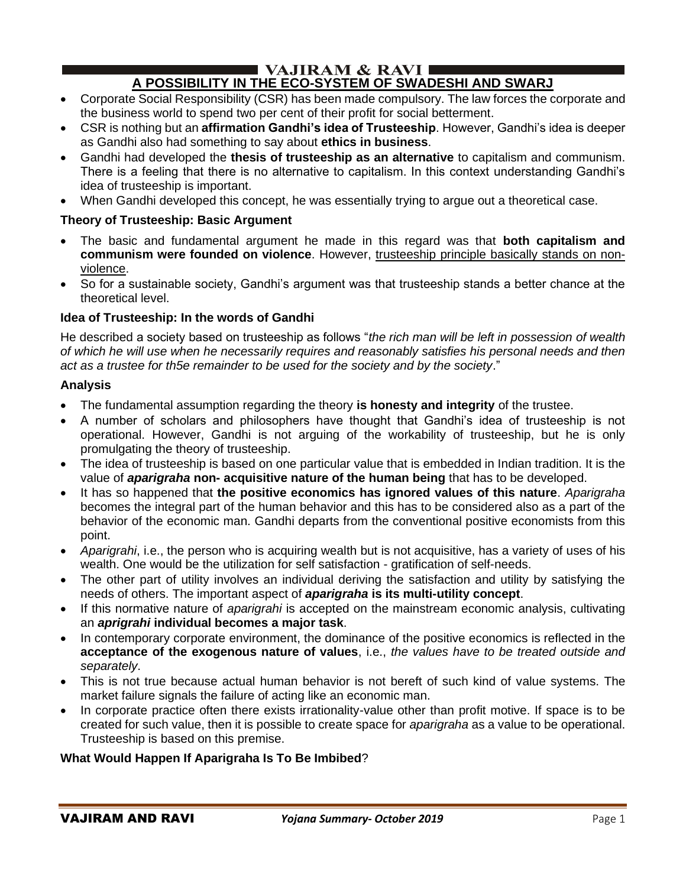## A POSSIBILITY IN THE ECO-SYSTEM OF SWADESHI AND SWARJ

- Corporate Social Responsibility (CSR) has been made compulsory. The law forces the corporate and the business world to spend two per cent of their profit for social betterment.
- CSR is nothing but an **affirmation Gandhi's idea of Trusteeship**. However, Gandhi's idea is deeper as Gandhi also had something to say about **ethics in business**.
- Gandhi had developed the **thesis of trusteeship as an alternative** to capitalism and communism. There is a feeling that there is no alternative to capitalism. In this context understanding Gandhi's idea of trusteeship is important.
- When Gandhi developed this concept, he was essentially trying to argue out a theoretical case.

### Theory of Trusteeship: Basic Argument

- The basic and fundamental argument he made in this regard was that **both capitalism and communism were founded on violence**. However, trusteeship principle basically stands on non-violence.
- So for a sustainable society, Gandhi's argument was that trusteeship stands a better chance at the theoretical level.

### Idea of Trusteeship: In the words of Gandhi

He described a society based on trusteeship as follows "*the rich man will be left in possession of wealth of which he will use when he necessarily requires and reasonably satisfies his personal needs and then act as a trustee for th5e remainder to be used for the society and by the society*."

### Analysis

- The fundamental assumption regarding the theory **is honesty and integrity** of the trustee.
- A number of scholars and philosophers have thought that Gandhi's idea of trusteeship is not operational. However, Gandhi is not arguing of the workability of trusteeship, but he is only promulgating the theory of trusteeship.
- The idea of trusteeship is based on one particular value that is embedded in Indian tradition. It is the value of ***aparigraha*** **non- acquisitive nature of the human being** that has to be developed.
- It has so happened that **the positive economics has ignored values of this nature**. *Aparigraha* becomes the integral part of the human behavior and this has to be considered also as a part of the behavior of the economic man. Gandhi departs from the conventional positive economists from this point.
- *Aparigrahi*, i.e., the person who is acquiring wealth but is not acquisitive, has a variety of uses of his wealth. One would be the utilization for self satisfaction - gratification of self-needs.
- The other part of utility involves an individual deriving the satisfaction and utility by satisfying the needs of others. The important aspect of ***aparigraha*** **is its multi-utility concept**.
- If this normative nature of *aparigrahi* is accepted on the mainstream economic analysis, cultivating an ***aprigrahi*** **individual becomes a major task**.
- In contemporary corporate environment, the dominance of the positive economics is reflected in the **acceptance of the exogenous nature of values**, i.e., *the values have to be treated outside and separately*.
- This is not true because actual human behavior is not bereft of such kind of value systems. The market failure signals the failure of acting like an economic man.
- In corporate practice often there exists irrationality-value other than profit motive. If space is to be created for such value, then it is possible to create space for *aparigraha* as a value to be operational. Trusteeship is based on this premise.

### What Would Happen If Aparigraha Is To Be Imbibed?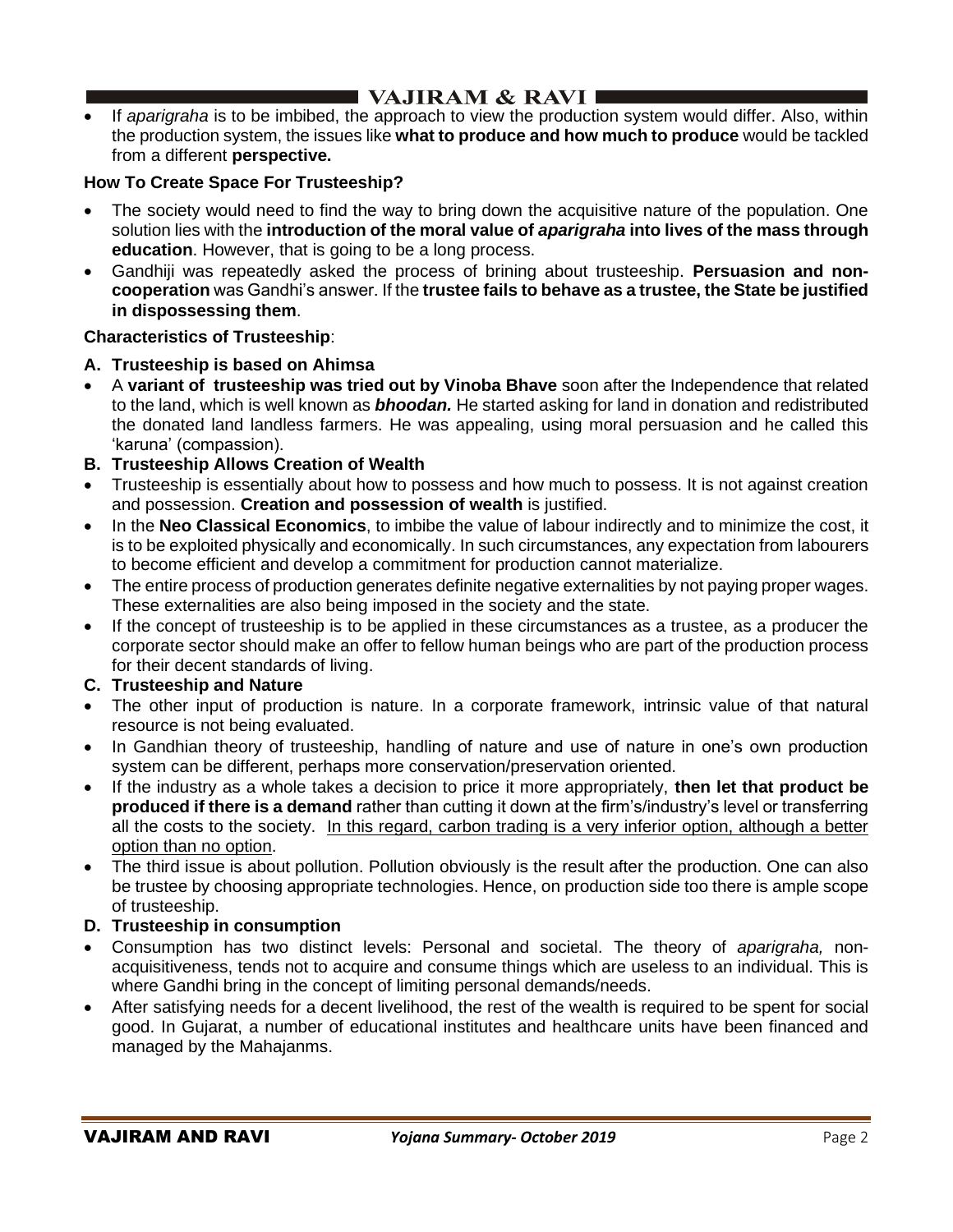- If *aparigraha* is to be imbibed, the approach to view the production system would differ. Also, within the production system, the issues like **what to produce and how much to produce** would be tackled from a different **perspective.**

**How To Create Space For Trusteeship?**

- The society would need to find the way to bring down the acquisitive nature of the population. One solution lies with the **introduction of the moral value of *aparigraha* into lives of the mass through education**. However, that is going to be a long process.
- Gandhiji was repeatedly asked the process of brining about trusteeship. **Persuasion and non-cooperation** was Gandhi's answer. If the **trustee fails to behave as a trustee, the State be justified in dispossessing them**.

**Characteristics of Trusteeship**:

**A. Trusteeship is based on Ahimsa**

- A **variant of trusteeship was tried out by Vinoba Bhave** soon after the Independence that related to the land, which is well known as ***bhoodan.*** He started asking for land in donation and redistributed the donated land landless farmers. He was appealing, using moral persuasion and he called this 'karuna' (compassion).

**B. Trusteeship Allows Creation of Wealth**

- Trusteeship is essentially about how to possess and how much to possess. It is not against creation and possession. **Creation and possession of wealth** is justified.
- In the **Neo Classical Economics**, to imbibe the value of labour indirectly and to minimize the cost, it is to be exploited physically and economically. In such circumstances, any expectation from labourers to become efficient and develop a commitment for production cannot materialize.
- The entire process of production generates definite negative externalities by not paying proper wages. These externalities are also being imposed in the society and the state.
- If the concept of trusteeship is to be applied in these circumstances as a trustee, as a producer the corporate sector should make an offer to fellow human beings who are part of the production process for their decent standards of living.

**C. Trusteeship and Nature**

- The other input of production is nature. In a corporate framework, intrinsic value of that natural resource is not being evaluated.
- In Gandhian theory of trusteeship, handling of nature and use of nature in one's own production system can be different, perhaps more conservation/preservation oriented.
- If the industry as a whole takes a decision to price it more appropriately, **then let that product be produced if there is a demand** rather than cutting it down at the firm's/industry's level or transferring all the costs to the society. In this regard, carbon trading is a very inferior option, although a better option than no option.
- The third issue is about pollution. Pollution obviously is the result after the production. One can also be trustee by choosing appropriate technologies. Hence, on production side too there is ample scope of trusteeship.

**D. Trusteeship in consumption**

- Consumption has two distinct levels: Personal and societal. The theory of *aparigraha,* non-acquisitiveness, tends not to acquire and consume things which are useless to an individual. This is where Gandhi bring in the concept of limiting personal demands/needs.
- After satisfying needs for a decent livelihood, the rest of the wealth is required to be spent for social good. In Gujarat, a number of educational institutes and healthcare units have been financed and managed by the Mahajanms.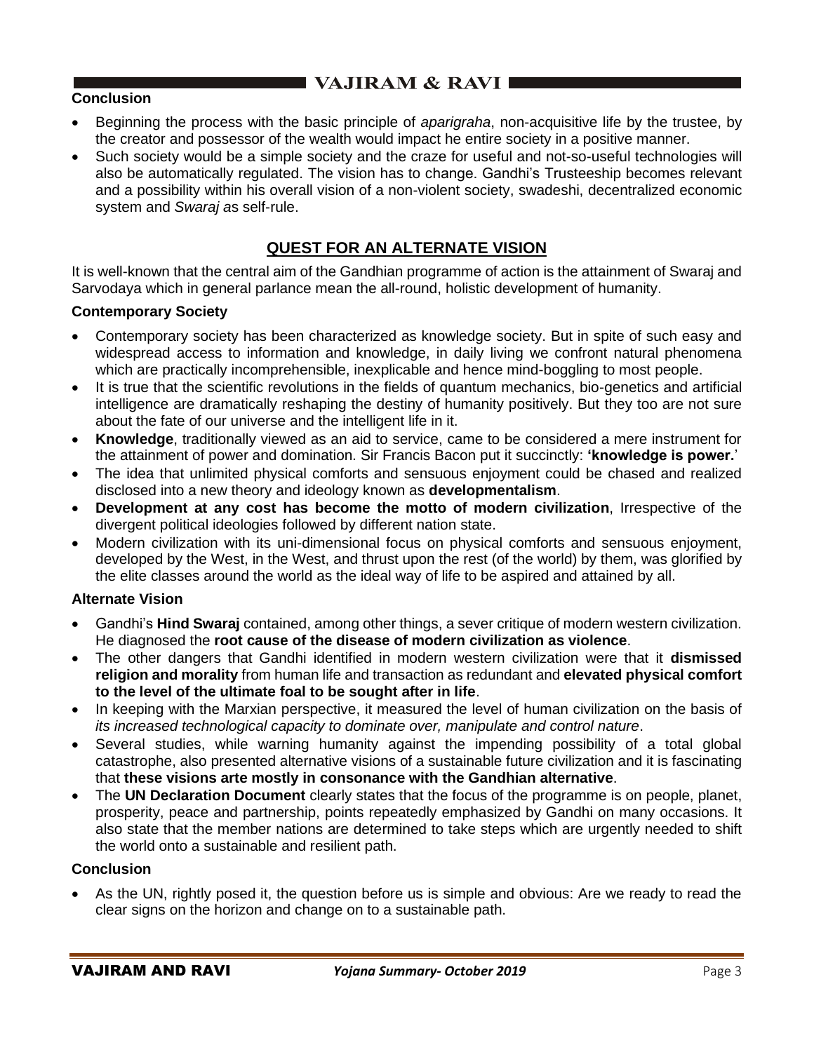### Conclusion

- Beginning the process with the basic principle of *aparigraha*, non-acquisitive life by the trustee, by the creator and possessor of the wealth would impact he entire society in a positive manner.
- Such society would be a simple society and the craze for useful and not-so-useful technologies will also be automatically regulated. The vision has to change. Gandhi's Trusteeship becomes relevant and a possibility within his overall vision of a non-violent society, swadeshi, decentralized economic system and *Swaraj a*s self-rule.

## QUEST FOR AN ALTERNATE VISION

It is well-known that the central aim of the Gandhian programme of action is the attainment of Swaraj and Sarvodaya which in general parlance mean the all-round, holistic development of humanity.

### Contemporary Society

- Contemporary society has been characterized as knowledge society. But in spite of such easy and widespread access to information and knowledge, in daily living we confront natural phenomena which are practically incomprehensible, inexplicable and hence mind-boggling to most people.
- It is true that the scientific revolutions in the fields of quantum mechanics, bio-genetics and artificial intelligence are dramatically reshaping the destiny of humanity positively. But they too are not sure about the fate of our universe and the intelligent life in it.
- **Knowledge**, traditionally viewed as an aid to service, came to be considered a mere instrument for the attainment of power and domination. Sir Francis Bacon put it succinctly: **'knowledge is power.**'
- The idea that unlimited physical comforts and sensuous enjoyment could be chased and realized disclosed into a new theory and ideology known as **developmentalism**.
- **Development at any cost has become the motto of modern civilization**, Irrespective of the divergent political ideologies followed by different nation state.
- Modern civilization with its uni-dimensional focus on physical comforts and sensuous enjoyment, developed by the West, in the West, and thrust upon the rest (of the world) by them, was glorified by the elite classes around the world as the ideal way of life to be aspired and attained by all.

### Alternate Vision

- Gandhi's **Hind Swaraj** contained, among other things, a sever critique of modern western civilization. He diagnosed the **root cause of the disease of modern civilization as violence**.
- The other dangers that Gandhi identified in modern western civilization were that it **dismissed religion and morality** from human life and transaction as redundant and **elevated physical comfort to the level of the ultimate foal to be sought after in life**.
- In keeping with the Marxian perspective, it measured the level of human civilization on the basis of *its increased technological capacity to dominate over, manipulate and control nature*.
- Several studies, while warning humanity against the impending possibility of a total global catastrophe, also presented alternative visions of a sustainable future civilization and it is fascinating that **these visions arte mostly in consonance with the Gandhian alternative**.
- The **UN Declaration Document** clearly states that the focus of the programme is on people, planet, prosperity, peace and partnership, points repeatedly emphasized by Gandhi on many occasions. It also state that the member nations are determined to take steps which are urgently needed to shift the world onto a sustainable and resilient path.

### Conclusion

- As the UN, rightly posed it, the question before us is simple and obvious: Are we ready to read the clear signs on the horizon and change on to a sustainable path.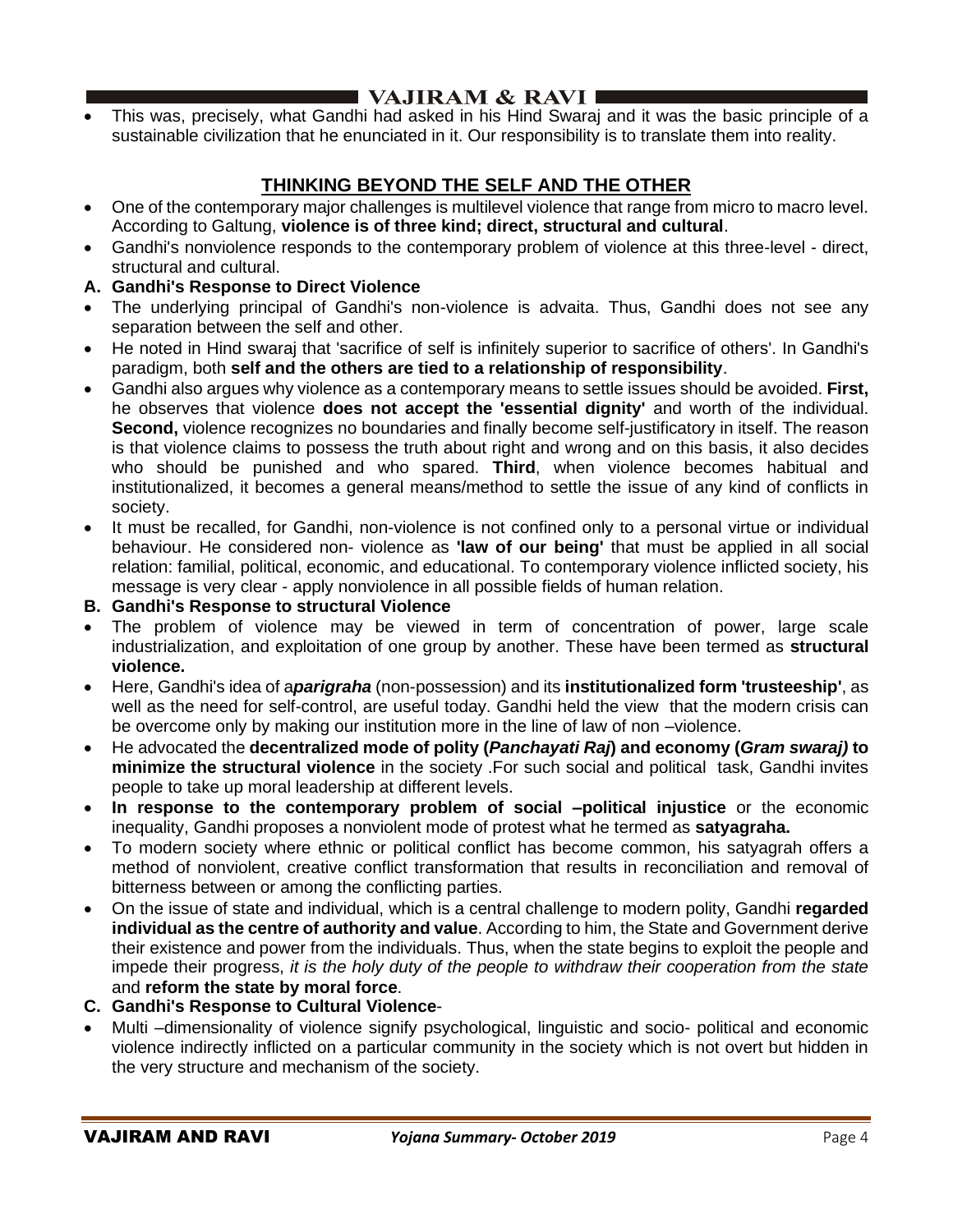- This was, precisely, what Gandhi had asked in his Hind Swaraj and it was the basic principle of a sustainable civilization that he enunciated in it. Our responsibility is to translate them into reality.

## THINKING BEYOND THE SELF AND THE OTHER

- One of the contemporary major challenges is multilevel violence that range from micro to macro level. According to Galtung, **violence is of three kind; direct, structural and cultural**.
- Gandhi's nonviolence responds to the contemporary problem of violence at this three-level - direct, structural and cultural.

**A. Gandhi's Response to Direct Violence**

- The underlying principal of Gandhi's non-violence is advaita. Thus, Gandhi does not see any separation between the self and other.
- He noted in Hind swaraj that 'sacrifice of self is infinitely superior to sacrifice of others'. In Gandhi's paradigm, both **self and the others are tied to a relationship of responsibility**.
- Gandhi also argues why violence as a contemporary means to settle issues should be avoided. **First,** he observes that violence **does not accept the 'essential dignity'** and worth of the individual. **Second,** violence recognizes no boundaries and finally become self-justificatory in itself. The reason is that violence claims to possess the truth about right and wrong and on this basis, it also decides who should be punished and who spared. **Third**, when violence becomes habitual and institutionalized, it becomes a general means/method to settle the issue of any kind of conflicts in society.
- It must be recalled, for Gandhi, non-violence is not confined only to a personal virtue or individual behaviour. He considered non- violence as **'law of our being'** that must be applied in all social relation: familial, political, economic, and educational. To contemporary violence inflicted society, his message is very clear - apply nonviolence in all possible fields of human relation.

**B. Gandhi's Response to structural Violence**

- The problem of violence may be viewed in term of concentration of power, large scale industrialization, and exploitation of one group by another. These have been termed as **structural violence.**
- Here, Gandhi's idea of a***parigraha*** (non-possession) and its **institutionalized form 'trusteeship'**, as well as the need for self-control, are useful today. Gandhi held the view that the modern crisis can be overcome only by making our institution more in the line of law of non –violence.
- He advocated the **decentralized mode of polity (*Panchayati Raj*) and economy (*Gram swaraj)* to minimize the structural violence** in the society .For such social and political task, Gandhi invites people to take up moral leadership at different levels.
- **In response to the contemporary problem of social –political injustice** or the economic inequality, Gandhi proposes a nonviolent mode of protest what he termed as **satyagraha.**
- To modern society where ethnic or political conflict has become common, his satyagrah offers a method of nonviolent, creative conflict transformation that results in reconciliation and removal of bitterness between or among the conflicting parties.
- On the issue of state and individual, which is a central challenge to modern polity, Gandhi **regarded individual as the centre of authority and value**. According to him, the State and Government derive their existence and power from the individuals. Thus, when the state begins to exploit the people and impede their progress, *it is the holy duty of the people to withdraw their cooperation from the state* and **reform the state by moral force**.

**C. Gandhi's Response to Cultural Violence**-

- Multi –dimensionality of violence signify psychological, linguistic and socio- political and economic violence indirectly inflicted on a particular community in the society which is not overt but hidden in the very structure and mechanism of the society.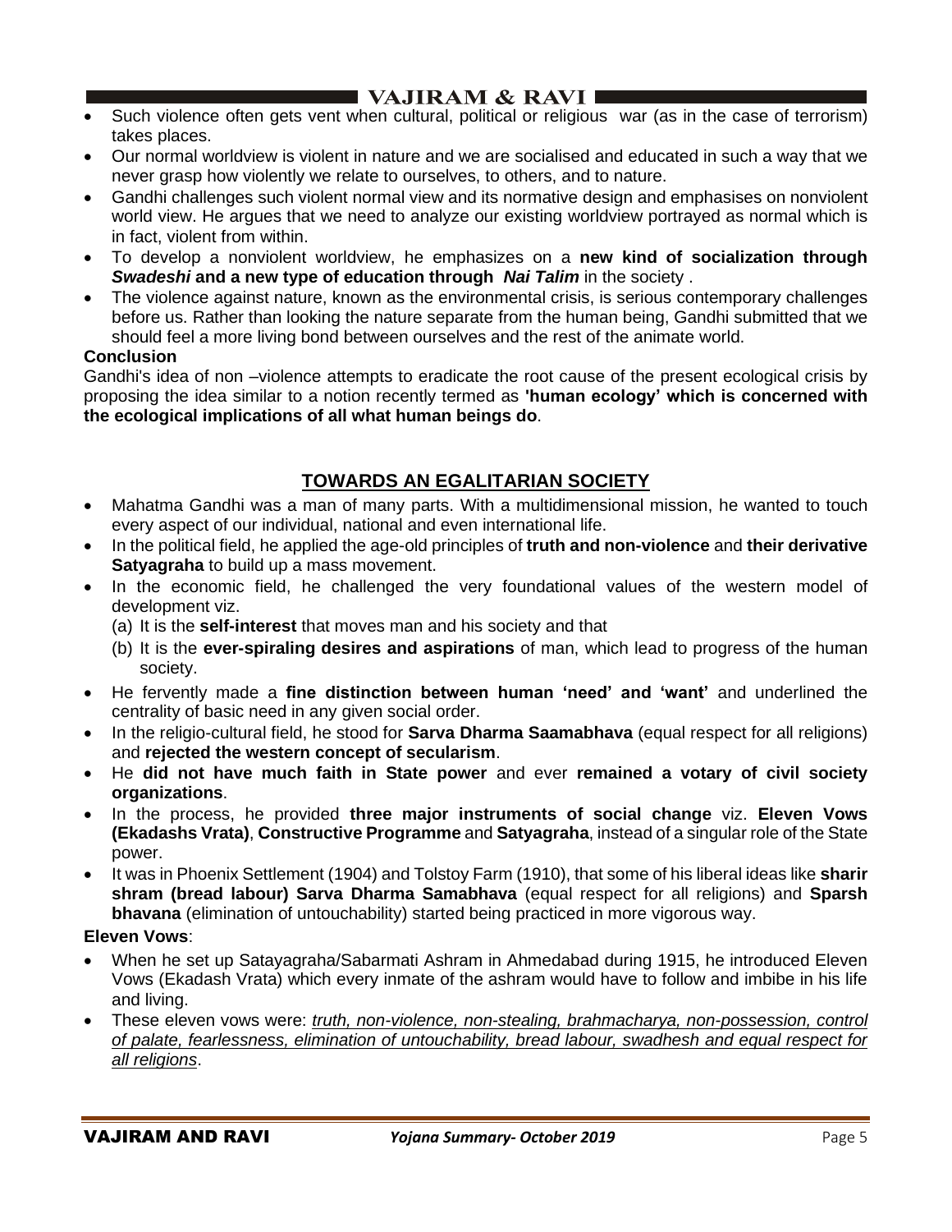- Such violence often gets vent when cultural, political or religious war (as in the case of terrorism) takes places.
- Our normal worldview is violent in nature and we are socialised and educated in such a way that we never grasp how violently we relate to ourselves, to others, and to nature.
- Gandhi challenges such violent normal view and its normative design and emphasises on nonviolent world view. He argues that we need to analyze our existing worldview portrayed as normal which is in fact, violent from within.
- To develop a nonviolent worldview, he emphasizes on a **new kind of socialization through *Swadeshi* and a new type of education through *Nai Talim*** in the society .
- The violence against nature, known as the environmental crisis, is serious contemporary challenges before us. Rather than looking the nature separate from the human being, Gandhi submitted that we should feel a more living bond between ourselves and the rest of the animate world.

**Conclusion**

Gandhi's idea of non –violence attempts to eradicate the root cause of the present ecological crisis by proposing the idea similar to a notion recently termed as **'human ecology' which is concerned with the ecological implications of all what human beings do**.

## TOWARDS AN EGALITARIAN SOCIETY

- Mahatma Gandhi was a man of many parts. With a multidimensional mission, he wanted to touch every aspect of our individual, national and even international life.
- In the political field, he applied the age-old principles of **truth and non-violence** and **their derivative Satyagraha** to build up a mass movement.
- In the economic field, he challenged the very foundational values of the western model of development viz.
  - (a) It is the **self-interest** that moves man and his society and that
  - (b) It is the **ever-spiraling desires and aspirations** of man, which lead to progress of the human society.
- He fervently made a **fine distinction between human 'need' and 'want'** and underlined the centrality of basic need in any given social order.
- In the religio-cultural field, he stood for **Sarva Dharma Saamabhava** (equal respect for all religions) and **rejected the western concept of secularism**.
- He **did not have much faith in State power** and ever **remained a votary of civil society organizations**.
- In the process, he provided **three major instruments of social change** viz. **Eleven Vows (Ekadashs Vrata)**, **Constructive Programme** and **Satyagraha**, instead of a singular role of the State power.
- It was in Phoenix Settlement (1904) and Tolstoy Farm (1910), that some of his liberal ideas like **sharir shram (bread labour) Sarva Dharma Samabhava** (equal respect for all religions) and **Sparsh bhavana** (elimination of untouchability) started being practiced in more vigorous way.

**Eleven Vows**:

- When he set up Satayagraha/Sabarmati Ashram in Ahmedabad during 1915, he introduced Eleven Vows (Ekadash Vrata) which every inmate of the ashram would have to follow and imbibe in his life and living.
- These eleven vows were: *truth, non-violence, non-stealing, brahmacharya, non-possession, control of palate, fearlessness, elimination of untouchability, bread labour, swadhesh and equal respect for all religions*.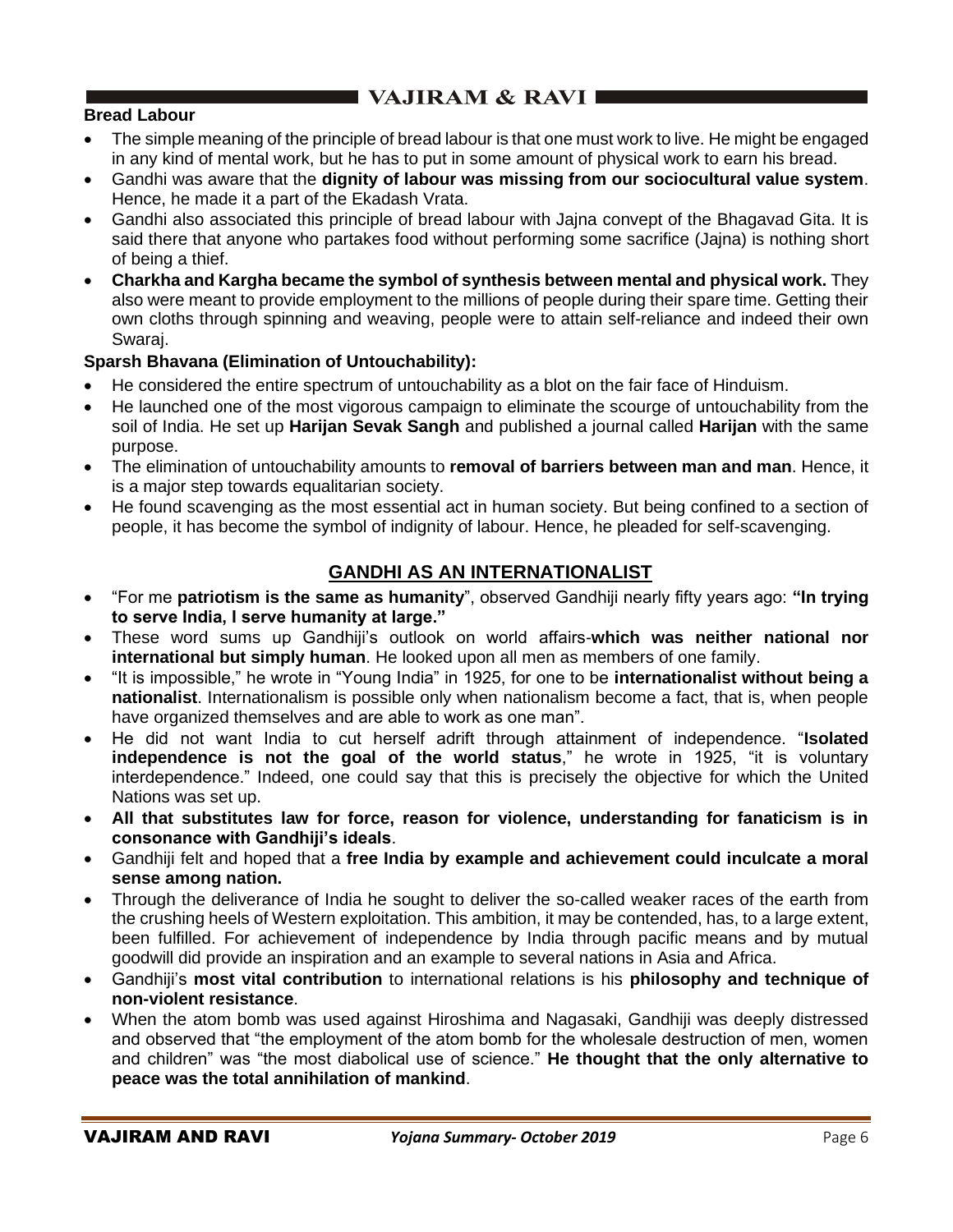**Bread Labour**

- The simple meaning of the principle of bread labour is that one must work to live. He might be engaged in any kind of mental work, but he has to put in some amount of physical work to earn his bread.
- Gandhi was aware that the **dignity of labour was missing from our sociocultural value system**. Hence, he made it a part of the Ekadash Vrata.
- Gandhi also associated this principle of bread labour with Jajna convept of the Bhagavad Gita. It is said there that anyone who partakes food without performing some sacrifice (Jajna) is nothing short of being a thief.
- **Charkha and Kargha became the symbol of synthesis between mental and physical work.** They also were meant to provide employment to the millions of people during their spare time. Getting their own cloths through spinning and weaving, people were to attain self-reliance and indeed their own Swaraj.

**Sparsh Bhavana (Elimination of Untouchability):**

- He considered the entire spectrum of untouchability as a blot on the fair face of Hinduism.
- He launched one of the most vigorous campaign to eliminate the scourge of untouchability from the soil of India. He set up **Harijan Sevak Sangh** and published a journal called **Harijan** with the same purpose.
- The elimination of untouchability amounts to **removal of barriers between man and man**. Hence, it is a major step towards equalitarian society.
- He found scavenging as the most essential act in human society. But being confined to a section of people, it has become the symbol of indignity of labour. Hence, he pleaded for self-scavenging.

## GANDHI AS AN INTERNATIONALIST

- "For me **patriotism is the same as humanity**", observed Gandhiji nearly fifty years ago: **"In trying to serve India, I serve humanity at large."**
- These word sums up Gandhiji's outlook on world affairs-**which was neither national nor international but simply human**. He looked upon all men as members of one family.
- "It is impossible," he wrote in "Young India" in 1925, for one to be **internationalist without being a nationalist**. Internationalism is possible only when nationalism become a fact, that is, when people have organized themselves and are able to work as one man".
- He did not want India to cut herself adrift through attainment of independence. "**Isolated independence is not the goal of the world status**," he wrote in 1925, "it is voluntary interdependence." Indeed, one could say that this is precisely the objective for which the United Nations was set up.
- **All that substitutes law for force, reason for violence, understanding for fanaticism is in consonance with Gandhiji's ideals**.
- Gandhiji felt and hoped that a **free India by example and achievement could inculcate a moral sense among nation.**
- Through the deliverance of India he sought to deliver the so-called weaker races of the earth from the crushing heels of Western exploitation. This ambition, it may be contended, has, to a large extent, been fulfilled. For achievement of independence by India through pacific means and by mutual goodwill did provide an inspiration and an example to several nations in Asia and Africa.
- Gandhiji's **most vital contribution** to international relations is his **philosophy and technique of non-violent resistance**.
- When the atom bomb was used against Hiroshima and Nagasaki, Gandhiji was deeply distressed and observed that "the employment of the atom bomb for the wholesale destruction of men, women and children" was "the most diabolical use of science." **He thought that the only alternative to peace was the total annihilation of mankind**.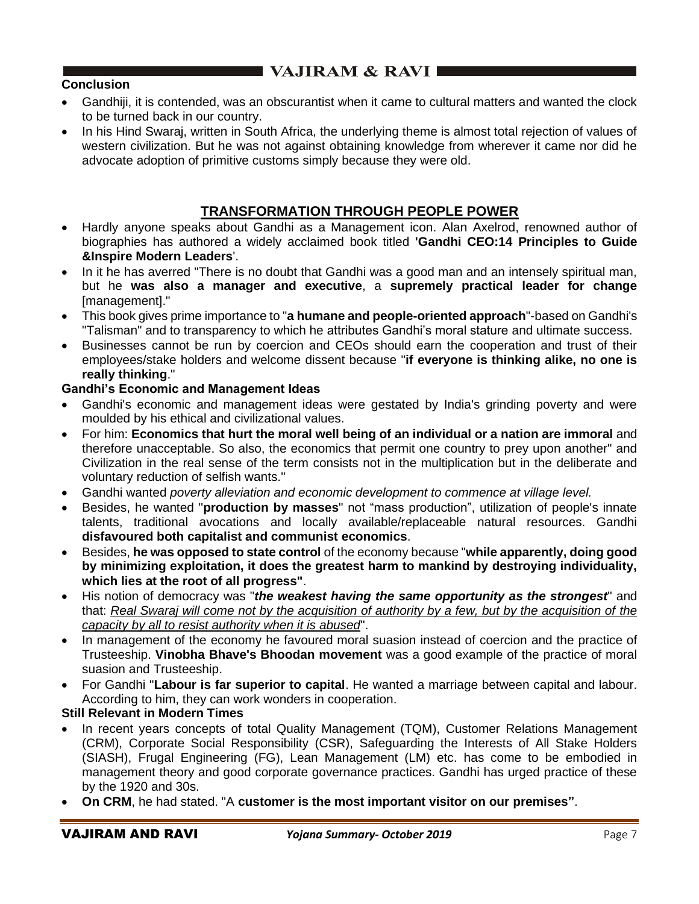**Conclusion**

- Gandhiji, it is contended, was an obscurantist when it came to cultural matters and wanted the clock to be turned back in our country.
- In his Hind Swaraj, written in South Africa, the underlying theme is almost total rejection of values of western civilization. But he was not against obtaining knowledge from wherever it came nor did he advocate adoption of primitive customs simply because they were old.

## TRANSFORMATION THROUGH PEOPLE POWER

- Hardly anyone speaks about Gandhi as a Management icon. Alan Axelrod, renowned author of biographies has authored a widely acclaimed book titled **'Gandhi CEO:14 Principles to Guide &Inspire Modern Leaders**'.
- In it he has averred "There is no doubt that Gandhi was a good man and an intensely spiritual man, but he **was also a manager and executive**, a **supremely practical leader for change** [management]."
- This book gives prime importance to "**a humane and people-oriented approach**"-based on Gandhi's "Talisman" and to transparency to which he attributes Gandhi's moral stature and ultimate success.
- Businesses cannot be run by coercion and CEOs should earn the cooperation and trust of their employees/stake holders and welcome dissent because "**if everyone is thinking alike, no one is really thinking**."

**Gandhi's Economic and Management Ideas**

- Gandhi's economic and management ideas were gestated by India's grinding poverty and were moulded by his ethical and civilizational values.
- For him: **Economics that hurt the moral well being of an individual or a nation are immoral** and therefore unacceptable. So also, the economics that permit one country to prey upon another" and Civilization in the real sense of the term consists not in the multiplication but in the deliberate and voluntary reduction of selfish wants."
- Gandhi wanted *poverty alleviation and economic development to commence at village level.*
- Besides, he wanted "**production by masses**" not "mass production", utilization of people's innate talents, traditional avocations and locally available/replaceable natural resources. Gandhi **disfavoured both capitalist and communist economics**.
- Besides, **he was opposed to state control** of the economy because "**while apparently, doing good by minimizing exploitation, it does the greatest harm to mankind by destroying individuality, which lies at the root of all progress"**.
- His notion of democracy was "***the weakest having the same opportunity as the strongest***" and that: <u>*Real Swaraj will come not by the acquisition of authority by a few, but by the acquisition of the capacity by all to resist authority when it is abused*</u>".
- In management of the economy he favoured moral suasion instead of coercion and the practice of Trusteeship. **Vinobha Bhave's Bhoodan movement** was a good example of the practice of moral suasion and Trusteeship.
- For Gandhi "**Labour is far superior to capital**. He wanted a marriage between capital and labour. According to him, they can work wonders in cooperation.

**Still Relevant in Modern Times**

- In recent years concepts of total Quality Management (TQM), Customer Relations Management (CRM), Corporate Social Responsibility (CSR), Safeguarding the Interests of All Stake Holders (SIASH), Frugal Engineering (FG), Lean Management (LM) etc. has come to be embodied in management theory and good corporate governance practices. Gandhi has urged practice of these by the 1920 and 30s.
- **On CRM**, he had stated. "A **customer is the most important visitor on our premises"**.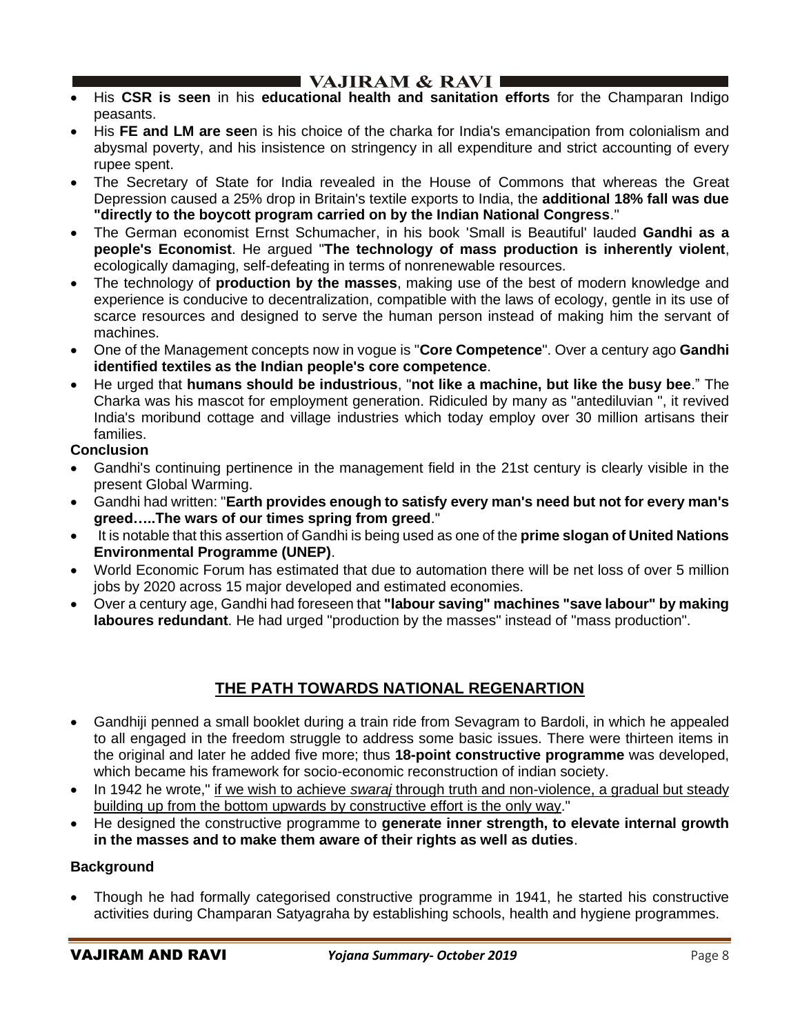- His **CSR is seen** in his **educational health and sanitation efforts** for the Champaran Indigo peasants.
- His **FE and LM are see**n is his choice of the charka for India's emancipation from colonialism and abysmal poverty, and his insistence on stringency in all expenditure and strict accounting of every rupee spent.
- The Secretary of State for India revealed in the House of Commons that whereas the Great Depression caused a 25% drop in Britain's textile exports to India, the **additional 18% fall was due "directly to the boycott program carried on by the Indian National Congress**."
- The German economist Ernst Schumacher, in his book 'Small is Beautiful' lauded **Gandhi as a people's Economist**. He argued "**The technology of mass production is inherently violent**, ecologically damaging, self-defeating in terms of nonrenewable resources.
- The technology of **production by the masses**, making use of the best of modern knowledge and experience is conducive to decentralization, compatible with the laws of ecology, gentle in its use of scarce resources and designed to serve the human person instead of making him the servant of machines.
- One of the Management concepts now in vogue is "**Core Competence**". Over a century ago **Gandhi identified textiles as the Indian people's core competence**.
- He urged that **humans should be industrious**, "**not like a machine, but like the busy bee**." The Charka was his mascot for employment generation. Ridiculed by many as "antediluvian ", it revived India's moribund cottage and village industries which today employ over 30 million artisans their families.

**Conclusion**

- Gandhi's continuing pertinence in the management field in the 21st century is clearly visible in the present Global Warming.
- Gandhi had written: "**Earth provides enough to satisfy every man's need but not for every man's greed…..The wars of our times spring from greed**."
- It is notable that this assertion of Gandhi is being used as one of the **prime slogan of United Nations Environmental Programme (UNEP)**.
- World Economic Forum has estimated that due to automation there will be net loss of over 5 million jobs by 2020 across 15 major developed and estimated economies.
- Over a century age, Gandhi had foreseen that **"labour saving" machines "save labour" by making laboures redundant**. He had urged "production by the masses" instead of "mass production".

## THE PATH TOWARDS NATIONAL REGENARTION

- Gandhiji penned a small booklet during a train ride from Sevagram to Bardoli, in which he appealed to all engaged in the freedom struggle to address some basic issues. There were thirteen items in the original and later he added five more; thus **18-point constructive programme** was developed, which became his framework for socio-economic reconstruction of indian society.
- In 1942 he wrote," if we wish to achieve *swaraj* through truth and non-violence, a gradual but steady building up from the bottom upwards by constructive effort is the only way."
- He designed the constructive programme to **generate inner strength, to elevate internal growth in the masses and to make them aware of their rights as well as duties**.

**Background**

- Though he had formally categorised constructive programme in 1941, he started his constructive activities during Champaran Satyagraha by establishing schools, health and hygiene programmes.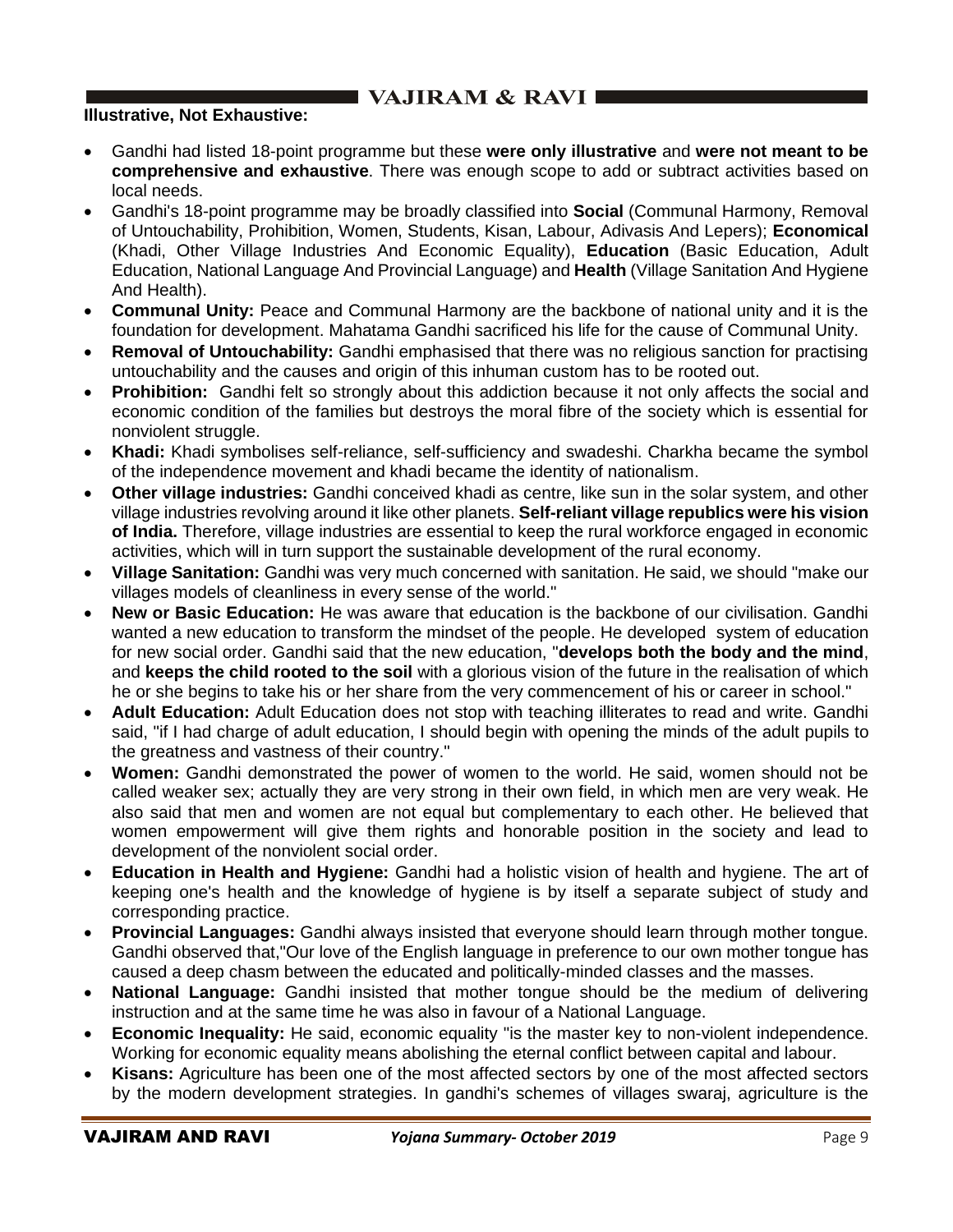**Illustrative, Not Exhaustive:**

- Gandhi had listed 18-point programme but these **were only illustrative** and **were not meant to be comprehensive and exhaustive**. There was enough scope to add or subtract activities based on local needs.
- Gandhi's 18-point programme may be broadly classified into **Social** (Communal Harmony, Removal of Untouchability, Prohibition, Women, Students, Kisan, Labour, Adivasis And Lepers); **Economical** (Khadi, Other Village Industries And Economic Equality), **Education** (Basic Education, Adult Education, National Language And Provincial Language) and **Health** (Village Sanitation And Hygiene And Health).
- **Communal Unity:** Peace and Communal Harmony are the backbone of national unity and it is the foundation for development. Mahatama Gandhi sacrificed his life for the cause of Communal Unity.
- **Removal of Untouchability:** Gandhi emphasised that there was no religious sanction for practising untouchability and the causes and origin of this inhuman custom has to be rooted out.
- **Prohibition:** Gandhi felt so strongly about this addiction because it not only affects the social and economic condition of the families but destroys the moral fibre of the society which is essential for nonviolent struggle.
- **Khadi:** Khadi symbolises self-reliance, self-sufficiency and swadeshi. Charkha became the symbol of the independence movement and khadi became the identity of nationalism.
- **Other village industries:** Gandhi conceived khadi as centre, like sun in the solar system, and other village industries revolving around it like other planets. **Self-reliant village republics were his vision of India.** Therefore, village industries are essential to keep the rural workforce engaged in economic activities, which will in turn support the sustainable development of the rural economy.
- **Village Sanitation:** Gandhi was very much concerned with sanitation. He said, we should "make our villages models of cleanliness in every sense of the world."
- **New or Basic Education:** He was aware that education is the backbone of our civilisation. Gandhi wanted a new education to transform the mindset of the people. He developed system of education for new social order. Gandhi said that the new education, "**develops both the body and the mind**, and **keeps the child rooted to the soil** with a glorious vision of the future in the realisation of which he or she begins to take his or her share from the very commencement of his or career in school."
- **Adult Education:** Adult Education does not stop with teaching illiterates to read and write. Gandhi said, "if I had charge of adult education, I should begin with opening the minds of the adult pupils to the greatness and vastness of their country."
- **Women:** Gandhi demonstrated the power of women to the world. He said, women should not be called weaker sex; actually they are very strong in their own field, in which men are very weak. He also said that men and women are not equal but complementary to each other. He believed that women empowerment will give them rights and honorable position in the society and lead to development of the nonviolent social order.
- **Education in Health and Hygiene:** Gandhi had a holistic vision of health and hygiene. The art of keeping one's health and the knowledge of hygiene is by itself a separate subject of study and corresponding practice.
- **Provincial Languages:** Gandhi always insisted that everyone should learn through mother tongue. Gandhi observed that,"Our love of the English language in preference to our own mother tongue has caused a deep chasm between the educated and politically-minded classes and the masses.
- **National Language:** Gandhi insisted that mother tongue should be the medium of delivering instruction and at the same time he was also in favour of a National Language.
- **Economic Inequality:** He said, economic equality "is the master key to non-violent independence. Working for economic equality means abolishing the eternal conflict between capital and labour.
- **Kisans:** Agriculture has been one of the most affected sectors by one of the most affected sectors by the modern development strategies. In gandhi's schemes of villages swaraj, agriculture is the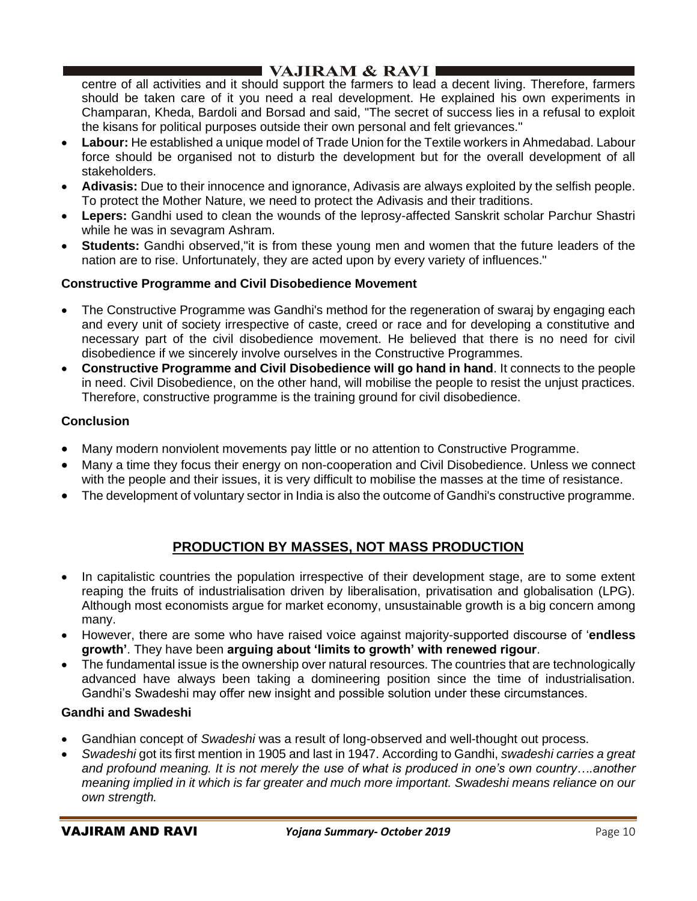centre of all activities and it should support the farmers to lead a decent living. Therefore, farmers should be taken care of it you need a real development. He explained his own experiments in Champaran, Kheda, Bardoli and Borsad and said, "The secret of success lies in a refusal to exploit the kisans for political purposes outside their own personal and felt grievances."

- **Labour:** He established a unique model of Trade Union for the Textile workers in Ahmedabad. Labour force should be organised not to disturb the development but for the overall development of all stakeholders.
- **Adivasis:** Due to their innocence and ignorance, Adivasis are always exploited by the selfish people. To protect the Mother Nature, we need to protect the Adivasis and their traditions.
- **Lepers:** Gandhi used to clean the wounds of the leprosy-affected Sanskrit scholar Parchur Shastri while he was in sevagram Ashram.
- **Students:** Gandhi observed,"it is from these young men and women that the future leaders of the nation are to rise. Unfortunately, they are acted upon by every variety of influences."

### Constructive Programme and Civil Disobedience Movement

- The Constructive Programme was Gandhi's method for the regeneration of swaraj by engaging each and every unit of society irrespective of caste, creed or race and for developing a constitutive and necessary part of the civil disobedience movement. He believed that there is no need for civil disobedience if we sincerely involve ourselves in the Constructive Programmes.
- **Constructive Programme and Civil Disobedience will go hand in hand**. It connects to the people in need. Civil Disobedience, on the other hand, will mobilise the people to resist the unjust practices. Therefore, constructive programme is the training ground for civil disobedience.

### Conclusion

- Many modern nonviolent movements pay little or no attention to Constructive Programme.
- Many a time they focus their energy on non-cooperation and Civil Disobedience. Unless we connect with the people and their issues, it is very difficult to mobilise the masses at the time of resistance.
- The development of voluntary sector in India is also the outcome of Gandhi's constructive programme.

## PRODUCTION BY MASSES, NOT MASS PRODUCTION

- In capitalistic countries the population irrespective of their development stage, are to some extent reaping the fruits of industrialisation driven by liberalisation, privatisation and globalisation (LPG). Although most economists argue for market economy, unsustainable growth is a big concern among many.
- However, there are some who have raised voice against majority-supported discourse of '**endless growth'**. They have been **arguing about 'limits to growth' with renewed rigour**.
- The fundamental issue is the ownership over natural resources. The countries that are technologically advanced have always been taking a domineering position since the time of industrialisation. Gandhi's Swadeshi may offer new insight and possible solution under these circumstances.

### Gandhi and Swadeshi

- Gandhian concept of *Swadeshi* was a result of long-observed and well-thought out process.
- *Swadeshi* got its first mention in 1905 and last in 1947. According to Gandhi, *swadeshi carries a great and profound meaning. It is not merely the use of what is produced in one's own country….another meaning implied in it which is far greater and much more important. Swadeshi means reliance on our own strength.*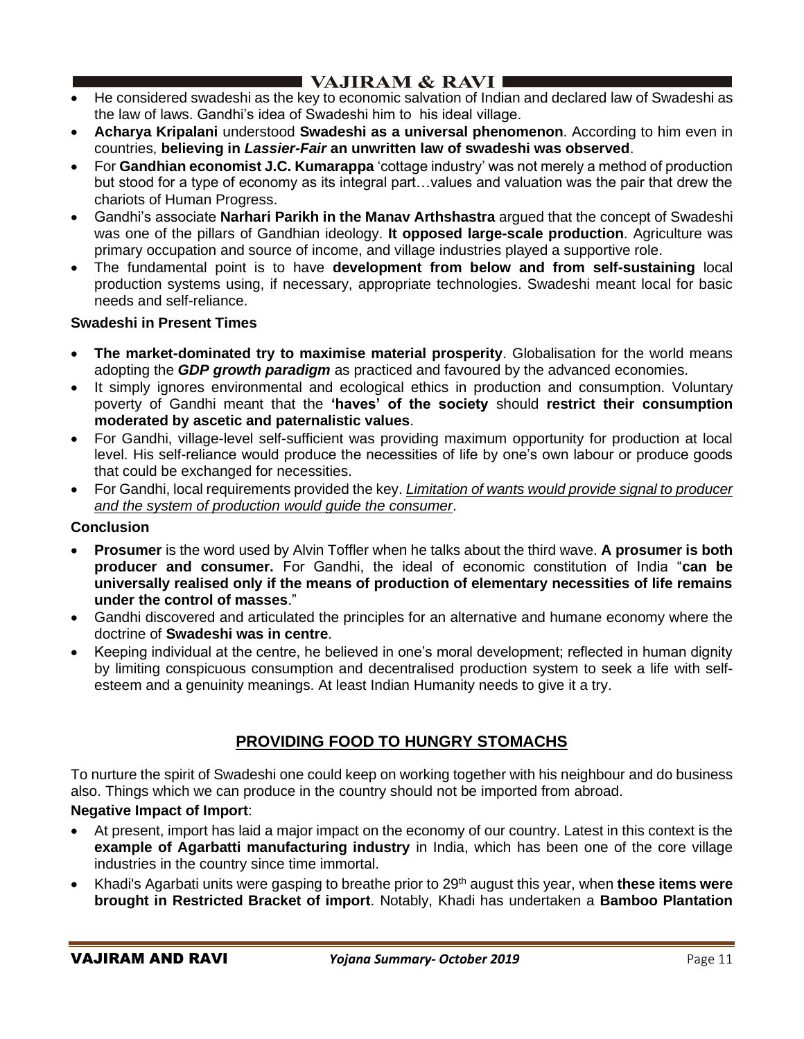- He considered swadeshi as the key to economic salvation of Indian and declared law of Swadeshi as the law of laws. Gandhi's idea of Swadeshi him to his ideal village.
- **Acharya Kripalani** understood **Swadeshi as a universal phenomenon**. According to him even in countries, **believing in *Lassier-Fair* an unwritten law of swadeshi was observed**.
- For **Gandhian economist J.C. Kumarappa** 'cottage industry' was not merely a method of production but stood for a type of economy as its integral part…values and valuation was the pair that drew the chariots of Human Progress.
- Gandhi's associate **Narhari Parikh in the Manav Arthshastra** argued that the concept of Swadeshi was one of the pillars of Gandhian ideology. **It opposed large-scale production**. Agriculture was primary occupation and source of income, and village industries played a supportive role.
- The fundamental point is to have **development from below and from self-sustaining** local production systems using, if necessary, appropriate technologies. Swadeshi meant local for basic needs and self-reliance.

**Swadeshi in Present Times**

- **The market-dominated try to maximise material prosperity**. Globalisation for the world means adopting the ***GDP growth paradigm*** as practiced and favoured by the advanced economies.
- It simply ignores environmental and ecological ethics in production and consumption. Voluntary poverty of Gandhi meant that the **'haves' of the society** should **restrict their consumption moderated by ascetic and paternalistic values**.
- For Gandhi, village-level self-sufficient was providing maximum opportunity for production at local level. His self-reliance would produce the necessities of life by one's own labour or produce goods that could be exchanged for necessities.
- For Gandhi, local requirements provided the key. *Limitation of wants would provide signal to producer and the system of production would guide the consumer*.

**Conclusion**

- **Prosumer** is the word used by Alvin Toffler when he talks about the third wave. **A prosumer is both producer and consumer.** For Gandhi, the ideal of economic constitution of India "**can be universally realised only if the means of production of elementary necessities of life remains under the control of masses**."
- Gandhi discovered and articulated the principles for an alternative and humane economy where the doctrine of **Swadeshi was in centre**.
- Keeping individual at the centre, he believed in one's moral development; reflected in human dignity by limiting conspicuous consumption and decentralised production system to seek a life with self-esteem and a genuinity meanings. At least Indian Humanity needs to give it a try.

## PROVIDING FOOD TO HUNGRY STOMACHS

To nurture the spirit of Swadeshi one could keep on working together with his neighbour and do business also. Things which we can produce in the country should not be imported from abroad.

**Negative Impact of Import**:

- At present, import has laid a major impact on the economy of our country. Latest in this context is the **example of Agarbatti manufacturing industry** in India, which has been one of the core village industries in the country since time immortal.
- Khadi's Agarbati units were gasping to breathe prior to 29th august this year, when **these items were brought in Restricted Bracket of import**. Notably, Khadi has undertaken a **Bamboo Plantation**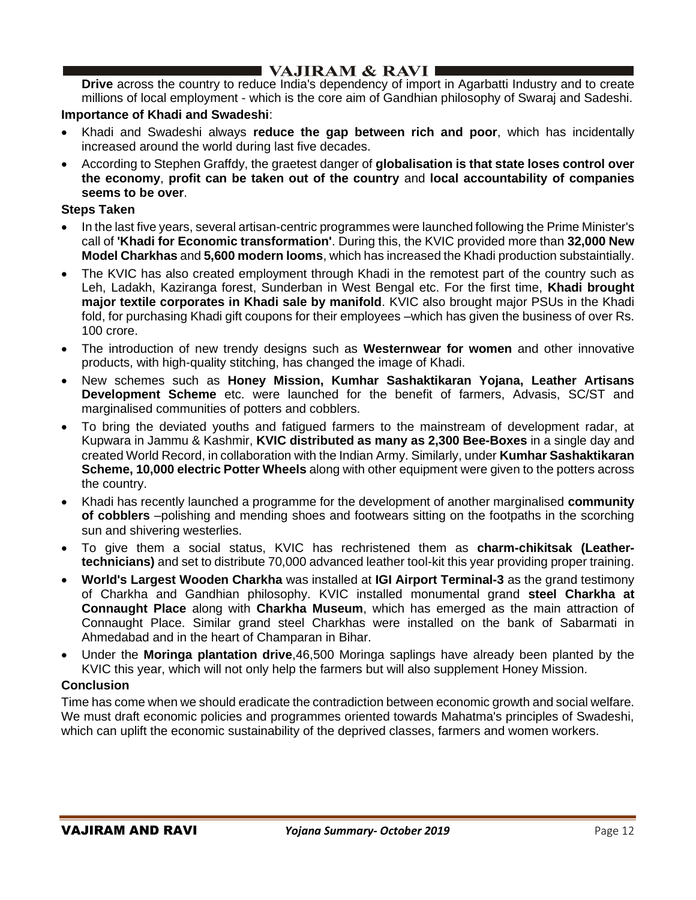**Drive** across the country to reduce India's dependency of import in Agarbatti Industry and to create millions of local employment - which is the core aim of Gandhian philosophy of Swaraj and Sadeshi.

**Importance of Khadi and Swadeshi**:

- Khadi and Swadeshi always **reduce the gap between rich and poor**, which has incidentally increased around the world during last five decades.
- According to Stephen Graffdy, the graetest danger of **globalisation is that state loses control over the economy**, **profit can be taken out of the country** and **local accountability of companies seems to be over**.

**Steps Taken**

- In the last five years, several artisan-centric programmes were launched following the Prime Minister's call of **'Khadi for Economic transformation'**. During this, the KVIC provided more than **32,000 New Model Charkhas** and **5,600 modern looms**, which has increased the Khadi production substaintially.
- The KVIC has also created employment through Khadi in the remotest part of the country such as Leh, Ladakh, Kaziranga forest, Sunderban in West Bengal etc. For the first time, **Khadi brought major textile corporates in Khadi sale by manifold**. KVIC also brought major PSUs in the Khadi fold, for purchasing Khadi gift coupons for their employees –which has given the business of over Rs. 100 crore.
- The introduction of new trendy designs such as **Westernwear for women** and other innovative products, with high-quality stitching, has changed the image of Khadi.
- New schemes such as **Honey Mission, Kumhar Sashaktikaran Yojana, Leather Artisans Development Scheme** etc. were launched for the benefit of farmers, Advasis, SC/ST and marginalised communities of potters and cobblers.
- To bring the deviated youths and fatigued farmers to the mainstream of development radar, at Kupwara in Jammu & Kashmir, **KVIC distributed as many as 2,300 Bee-Boxes** in a single day and created World Record, in collaboration with the Indian Army. Similarly, under **Kumhar Sashaktikaran Scheme, 10,000 electric Potter Wheels** along with other equipment were given to the potters across the country.
- Khadi has recently launched a programme for the development of another marginalised **community of cobblers** –polishing and mending shoes and footwears sitting on the footpaths in the scorching sun and shivering westerlies.
- To give them a social status, KVIC has rechristened them as **charm-chikitsak (Leather-technicians)** and set to distribute 70,000 advanced leather tool-kit this year providing proper training.
- **World's Largest Wooden Charkha** was installed at **IGI Airport Terminal-3** as the grand testimony of Charkha and Gandhian philosophy. KVIC installed monumental grand **steel Charkha at Connaught Place** along with **Charkha Museum**, which has emerged as the main attraction of Connaught Place. Similar grand steel Charkhas were installed on the bank of Sabarmati in Ahmedabad and in the heart of Champaran in Bihar.
- Under the **Moringa plantation drive**,46,500 Moringa saplings have already been planted by the KVIC this year, which will not only help the farmers but will also supplement Honey Mission.

**Conclusion**

Time has come when we should eradicate the contradiction between economic growth and social welfare. We must draft economic policies and programmes oriented towards Mahatma's principles of Swadeshi, which can uplift the economic sustainability of the deprived classes, farmers and women workers.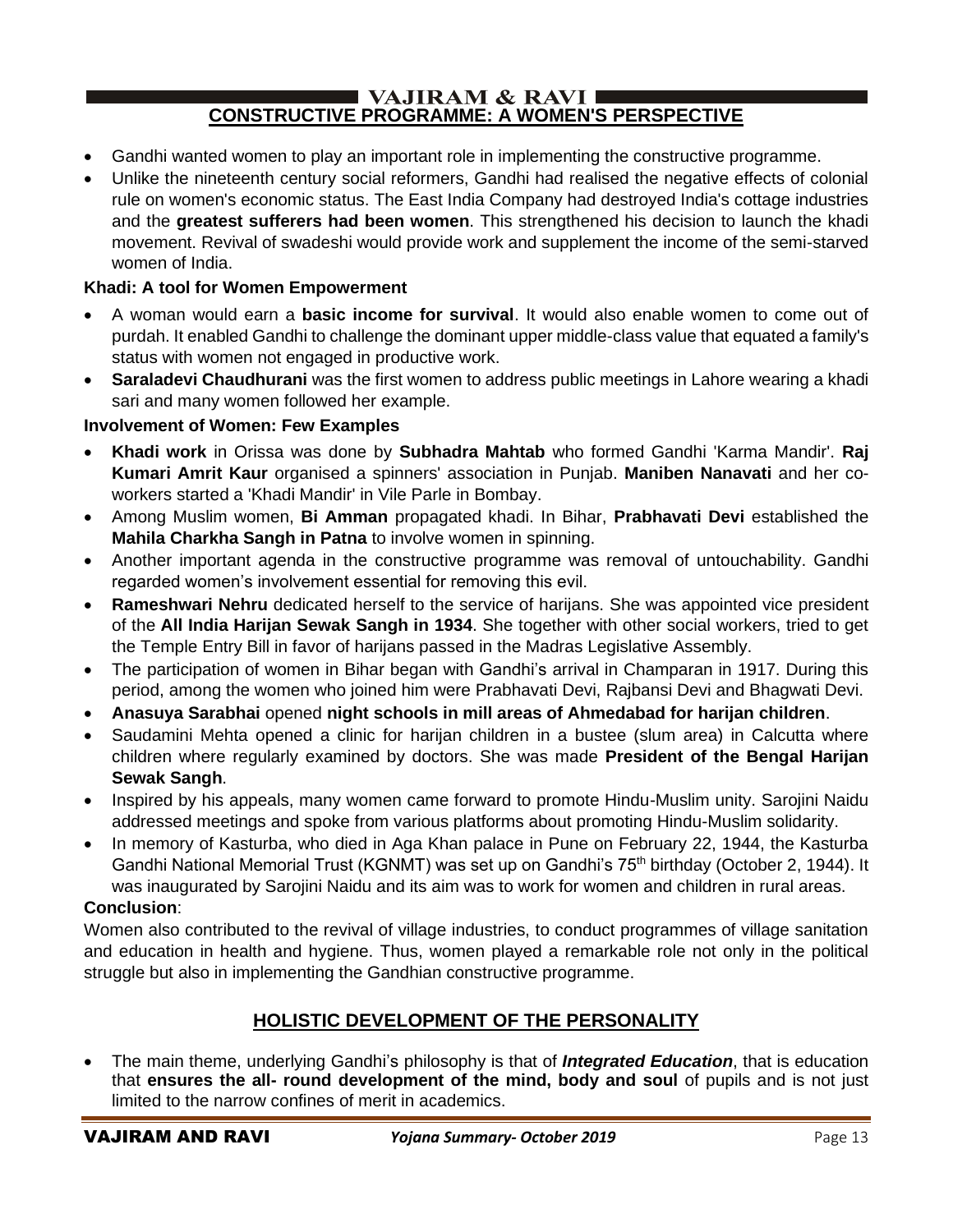## CONSTRUCTIVE PROGRAMME: A WOMEN'S PERSPECTIVE

- Gandhi wanted women to play an important role in implementing the constructive programme.
- Unlike the nineteenth century social reformers, Gandhi had realised the negative effects of colonial rule on women's economic status. The East India Company had destroyed India's cottage industries and the **greatest sufferers had been women**. This strengthened his decision to launch the khadi movement. Revival of swadeshi would provide work and supplement the income of the semi-starved women of India.

**Khadi: A tool for Women Empowerment**

- A woman would earn a **basic income for survival**. It would also enable women to come out of purdah. It enabled Gandhi to challenge the dominant upper middle-class value that equated a family's status with women not engaged in productive work.
- **Saraladevi Chaudhurani** was the first women to address public meetings in Lahore wearing a khadi sari and many women followed her example.

**Involvement of Women: Few Examples**

- **Khadi work** in Orissa was done by **Subhadra Mahtab** who formed Gandhi 'Karma Mandir'. **Raj Kumari Amrit Kaur** organised a spinners' association in Punjab. **Maniben Nanavati** and her co-workers started a 'Khadi Mandir' in Vile Parle in Bombay.
- Among Muslim women, **Bi Amman** propagated khadi. In Bihar, **Prabhavati Devi** established the **Mahila Charkha Sangh in Patna** to involve women in spinning.
- Another important agenda in the constructive programme was removal of untouchability. Gandhi regarded women's involvement essential for removing this evil.
- **Rameshwari Nehru** dedicated herself to the service of harijans. She was appointed vice president of the **All India Harijan Sewak Sangh in 1934**. She together with other social workers, tried to get the Temple Entry Bill in favor of harijans passed in the Madras Legislative Assembly.
- The participation of women in Bihar began with Gandhi's arrival in Champaran in 1917. During this period, among the women who joined him were Prabhavati Devi, Rajbansi Devi and Bhagwati Devi.
- **Anasuya Sarabhai** opened **night schools in mill areas of Ahmedabad for harijan children**.
- Saudamini Mehta opened a clinic for harijan children in a bustee (slum area) in Calcutta where children where regularly examined by doctors. She was made **President of the Bengal Harijan Sewak Sangh**.
- Inspired by his appeals, many women came forward to promote Hindu-Muslim unity. Sarojini Naidu addressed meetings and spoke from various platforms about promoting Hindu-Muslim solidarity.
- In memory of Kasturba, who died in Aga Khan palace in Pune on February 22, 1944, the Kasturba Gandhi National Memorial Trust (KGNMT) was set up on Gandhi's 75th birthday (October 2, 1944). It was inaugurated by Sarojini Naidu and its aim was to work for women and children in rural areas.

**Conclusion**:

Women also contributed to the revival of village industries, to conduct programmes of village sanitation and education in health and hygiene. Thus, women played a remarkable role not only in the political struggle but also in implementing the Gandhian constructive programme.

## HOLISTIC DEVELOPMENT OF THE PERSONALITY

- The main theme, underlying Gandhi's philosophy is that of ***Integrated Education***, that is education that **ensures the all- round development of the mind, body and soul** of pupils and is not just limited to the narrow confines of merit in academics.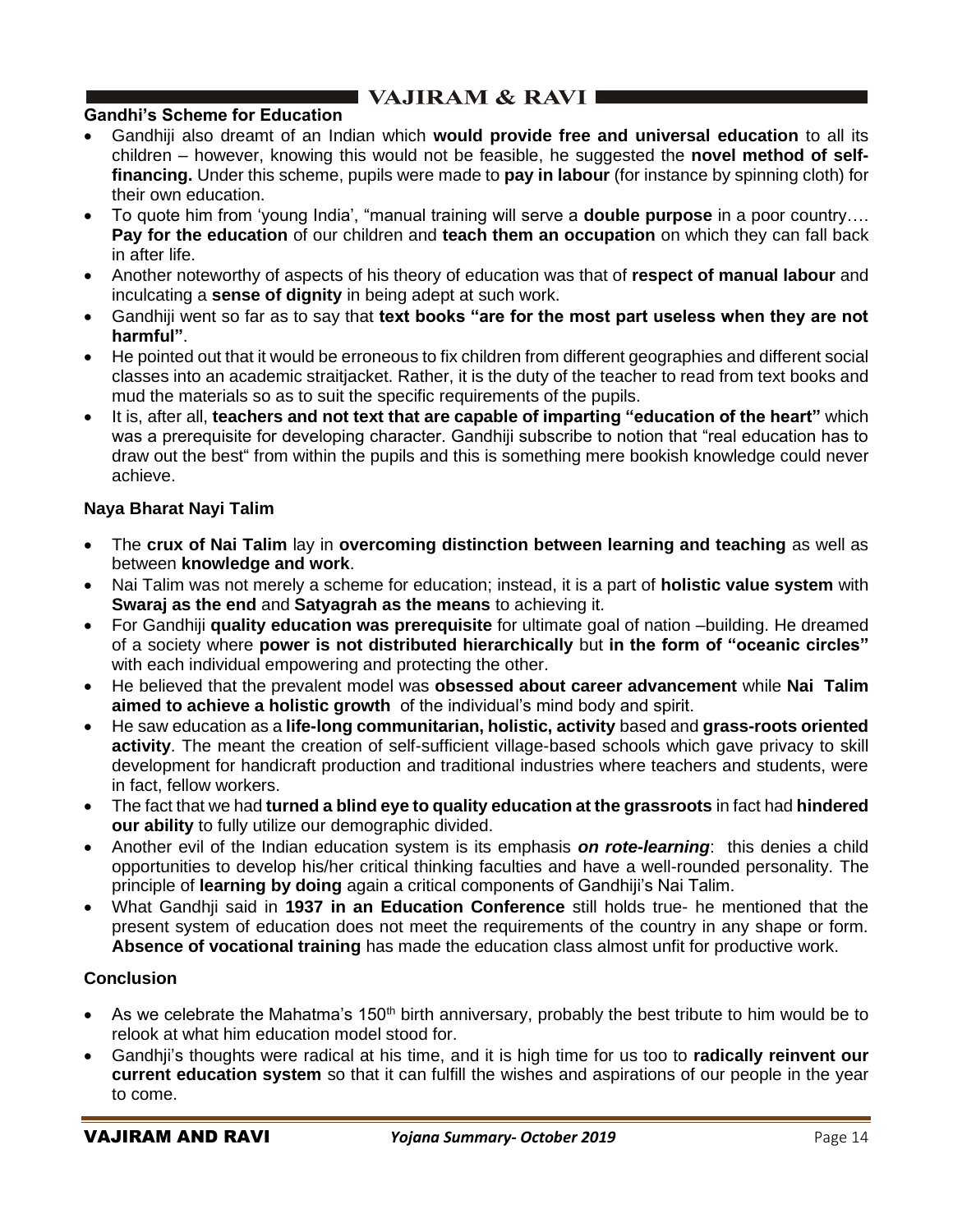### Gandhi's Scheme for Education

- Gandhiji also dreamt of an Indian which **would provide free and universal education** to all its children – however, knowing this would not be feasible, he suggested the **novel method of self-financing.** Under this scheme, pupils were made to **pay in labour** (for instance by spinning cloth) for their own education.
- To quote him from 'young India', "manual training will serve a **double purpose** in a poor country…. **Pay for the education** of our children and **teach them an occupation** on which they can fall back in after life.
- Another noteworthy of aspects of his theory of education was that of **respect of manual labour** and inculcating a **sense of dignity** in being adept at such work.
- Gandhiji went so far as to say that **text books "are for the most part useless when they are not harmful"**.
- He pointed out that it would be erroneous to fix children from different geographies and different social classes into an academic straitjacket. Rather, it is the duty of the teacher to read from text books and mud the materials so as to suit the specific requirements of the pupils.
- It is, after all, **teachers and not text that are capable of imparting "education of the heart"** which was a prerequisite for developing character. Gandhiji subscribe to notion that "real education has to draw out the best" from within the pupils and this is something mere bookish knowledge could never achieve.

### Naya Bharat Nayi Talim

- The **crux of Nai Talim** lay in **overcoming distinction between learning and teaching** as well as between **knowledge and work**.
- Nai Talim was not merely a scheme for education; instead, it is a part of **holistic value system** with **Swaraj as the end** and **Satyagrah as the means** to achieving it.
- For Gandhiji **quality education was prerequisite** for ultimate goal of nation –building. He dreamed of a society where **power is not distributed hierarchically** but **in the form of "oceanic circles"** with each individual empowering and protecting the other.
- He believed that the prevalent model was **obsessed about career advancement** while **Nai Talim aimed to achieve a holistic growth** of the individual's mind body and spirit.
- He saw education as a **life-long communitarian, holistic, activity** based and **grass-roots oriented activity**. The meant the creation of self-sufficient village-based schools which gave privacy to skill development for handicraft production and traditional industries where teachers and students, were in fact, fellow workers.
- The fact that we had **turned a blind eye to quality education at the grassroots** in fact had **hindered our ability** to fully utilize our demographic divided.
- Another evil of the Indian education system is its emphasis ***on rote-learning***: this denies a child opportunities to develop his/her critical thinking faculties and have a well-rounded personality. The principle of **learning by doing** again a critical components of Gandhiji's Nai Talim.
- What Gandhji said in **1937 in an Education Conference** still holds true- he mentioned that the present system of education does not meet the requirements of the country in any shape or form. **Absence of vocational training** has made the education class almost unfit for productive work.

### Conclusion

- As we celebrate the Mahatma's 150th birth anniversary, probably the best tribute to him would be to relook at what him education model stood for.
- Gandhji's thoughts were radical at his time, and it is high time for us too to **radically reinvent our current education system** so that it can fulfill the wishes and aspirations of our people in the year to come.